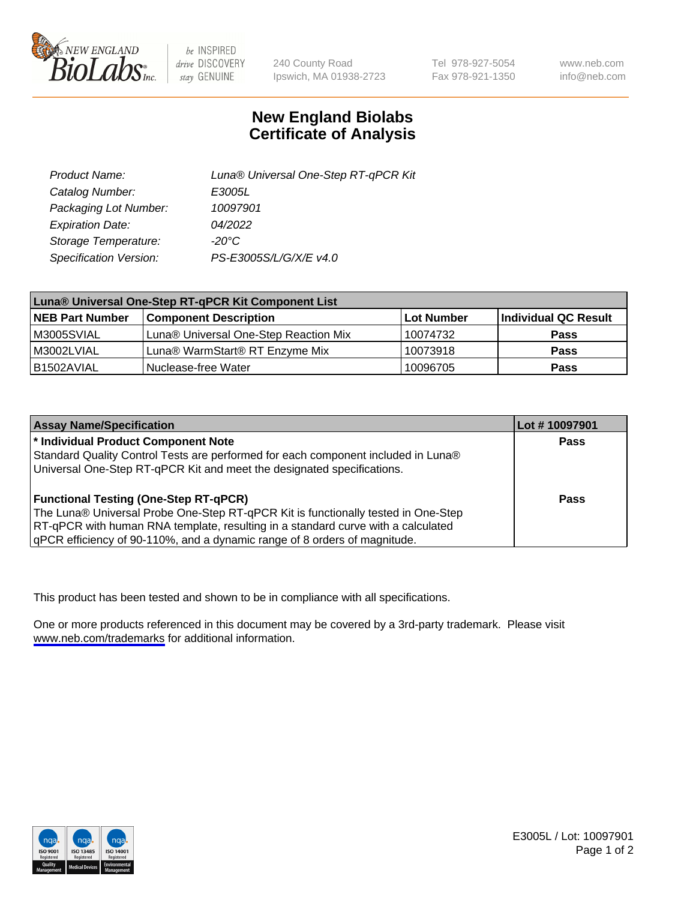New England BioLabs Inc. — be INSPIRED drive DISCOVERY stay GENUINE

240 County Road
Ipswich, MA 01938-2723

Tel 978-927-5054
Fax 978-921-1350

www.neb.com
info@neb.com

# New England Biolabs
# Certificate of Analysis

| | |
|---|---|
| *Product Name:* | *Luna® Universal One-Step RT-qPCR Kit* |
| *Catalog Number:* | *E3005L* |
| *Packaging Lot Number:* | *10097901* |
| *Expiration Date:* | *04/2022* |
| *Storage Temperature:* | *-20°C* |
| *Specification Version:* | *PS-E3005S/L/G/X/E v4.0* |

| **Luna® Universal One-Step RT-qPCR Kit Component List** | | | |
|---|---|---|---|
| **NEB Part Number** | **Component Description** | **Lot Number** | **Individual QC Result** |
| M3005SVIAL | Luna® Universal One-Step Reaction Mix | 10074732 | **Pass** |
| M3002LVIAL | Luna® WarmStart® RT Enzyme Mix | 10073918 | **Pass** |
| B1502AVIAL | Nuclease-free Water | 10096705 | **Pass** |

| **Assay Name/Specification** | **Lot # 10097901** |
|---|---|
| **\* Individual Product Component Note**<br>Standard Quality Control Tests are performed for each component included in Luna® Universal One-Step RT-qPCR Kit and meet the designated specifications. | **Pass** |
| **Functional Testing (One-Step RT-qPCR)**<br>The Luna® Universal Probe One-Step RT-qPCR Kit is functionally tested in One-Step RT-qPCR with human RNA template, resulting in a standard curve with a calculated qPCR efficiency of 90-110%, and a dynamic range of 8 orders of magnitude. | **Pass** |

This product has been tested and shown to be in compliance with all specifications.

One or more products referenced in this document may be covered by a 3rd-party trademark. Please visit www.neb.com/trademarks for additional information.

E3005L / Lot: 10097901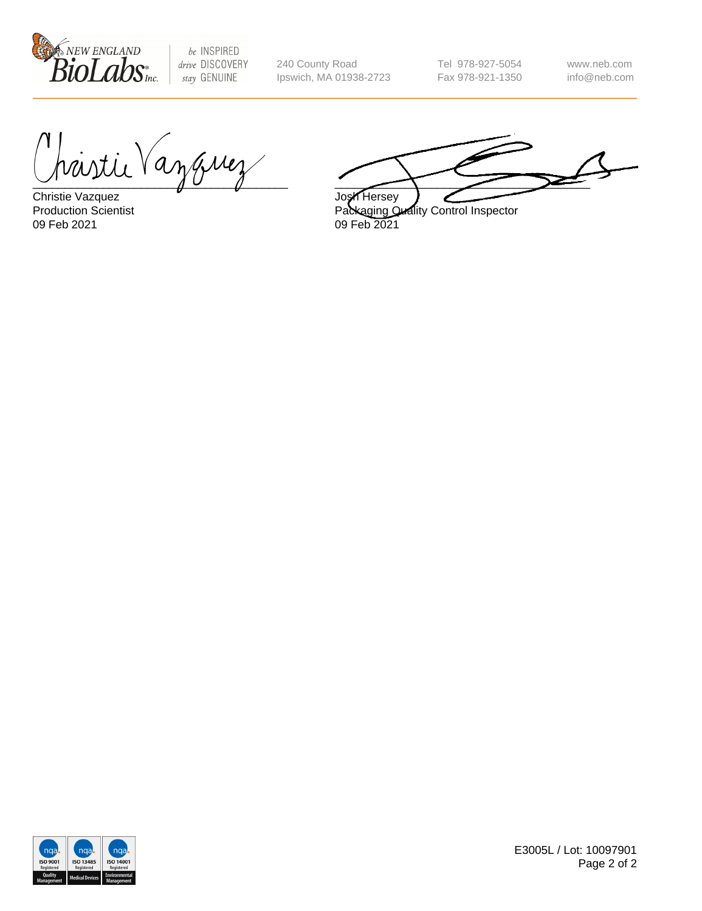Christie Vazquez
Production Scientist
09 Feb 2021

Josh Hersey
Packaging Quality Control Inspector
09 Feb 2021

E3005L / Lot: 10097901